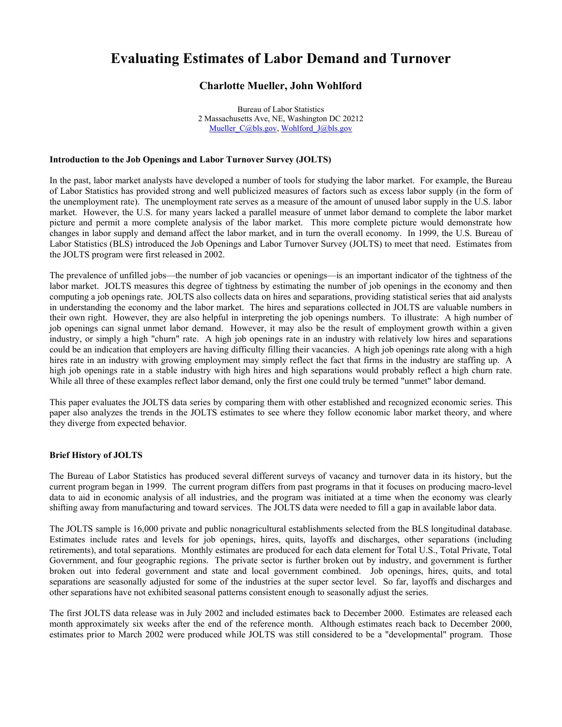# Evaluating Estimates of Labor Demand and Turnover

## Charlotte Mueller, John Wohlford

Bureau of Labor Statistics
2 Massachusetts Ave, NE, Washington DC 20212
Mueller_C@bls.gov, Wohlford_J@bls.gov

**Introduction to the Job Openings and Labor Turnover Survey (JOLTS)**

In the past, labor market analysts have developed a number of tools for studying the labor market. For example, the Bureau of Labor Statistics has provided strong and well publicized measures of factors such as excess labor supply (in the form of the unemployment rate). The unemployment rate serves as a measure of the amount of unused labor supply in the U.S. labor market. However, the U.S. for many years lacked a parallel measure of unmet labor demand to complete the labor market picture and permit a more complete analysis of the labor market. This more complete picture would demonstrate how changes in labor supply and demand affect the labor market, and in turn the overall economy. In 1999, the U.S. Bureau of Labor Statistics (BLS) introduced the Job Openings and Labor Turnover Survey (JOLTS) to meet that need. Estimates from the JOLTS program were first released in 2002.

The prevalence of unfilled jobs—the number of job vacancies or openings—is an important indicator of the tightness of the labor market. JOLTS measures this degree of tightness by estimating the number of job openings in the economy and then computing a job openings rate. JOLTS also collects data on hires and separations, providing statistical series that aid analysts in understanding the economy and the labor market. The hires and separations collected in JOLTS are valuable numbers in their own right. However, they are also helpful in interpreting the job openings numbers. To illustrate: A high number of job openings can signal unmet labor demand. However, it may also be the result of employment growth within a given industry, or simply a high "churn" rate. A high job openings rate in an industry with relatively low hires and separations could be an indication that employers are having difficulty filling their vacancies. A high job openings rate along with a high hires rate in an industry with growing employment may simply reflect the fact that firms in the industry are staffing up. A high job openings rate in a stable industry with high hires and high separations would probably reflect a high churn rate. While all three of these examples reflect labor demand, only the first one could truly be termed "unmet" labor demand.

This paper evaluates the JOLTS data series by comparing them with other established and recognized economic series. This paper also analyzes the trends in the JOLTS estimates to see where they follow economic labor market theory, and where they diverge from expected behavior.

**Brief History of JOLTS**

The Bureau of Labor Statistics has produced several different surveys of vacancy and turnover data in its history, but the current program began in 1999. The current program differs from past programs in that it focuses on producing macro-level data to aid in economic analysis of all industries, and the program was initiated at a time when the economy was clearly shifting away from manufacturing and toward services. The JOLTS data were needed to fill a gap in available labor data.

The JOLTS sample is 16,000 private and public nonagricultural establishments selected from the BLS longitudinal database. Estimates include rates and levels for job openings, hires, quits, layoffs and discharges, other separations (including retirements), and total separations. Monthly estimates are produced for each data element for Total U.S., Total Private, Total Government, and four geographic regions. The private sector is further broken out by industry, and government is further broken out into federal government and state and local government combined. Job openings, hires, quits, and total separations are seasonally adjusted for some of the industries at the super sector level. So far, layoffs and discharges and other separations have not exhibited seasonal patterns consistent enough to seasonally adjust the series.

The first JOLTS data release was in July 2002 and included estimates back to December 2000. Estimates are released each month approximately six weeks after the end of the reference month. Although estimates reach back to December 2000, estimates prior to March 2002 were produced while JOLTS was still considered to be a "developmental" program. Those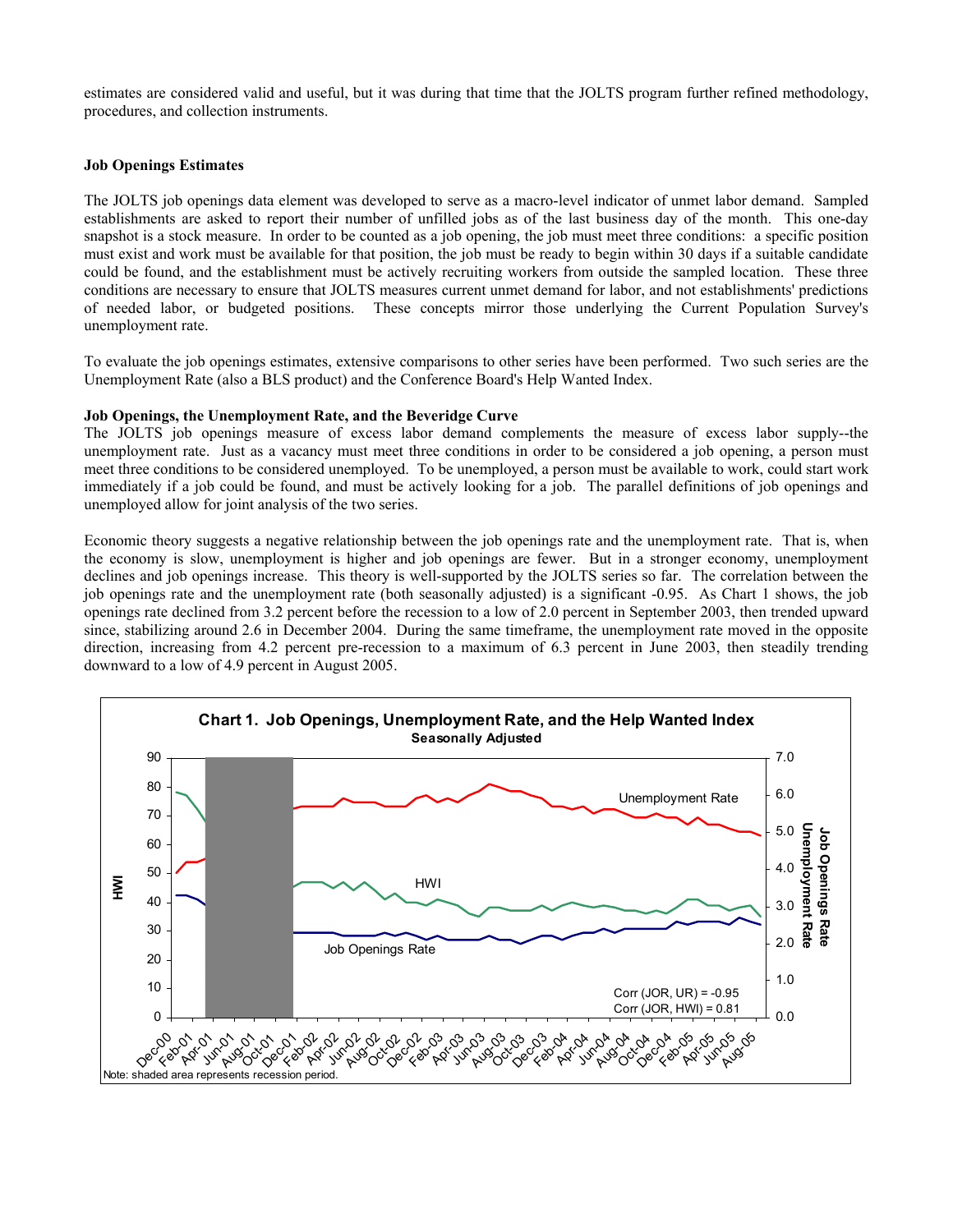estimates are considered valid and useful, but it was during that time that the JOLTS program further refined methodology, procedures, and collection instruments.

### Job Openings Estimates

The JOLTS job openings data element was developed to serve as a macro-level indicator of unmet labor demand. Sampled establishments are asked to report their number of unfilled jobs as of the last business day of the month. This one-day snapshot is a stock measure. In order to be counted as a job opening, the job must meet three conditions: a specific position must exist and work must be available for that position, the job must be ready to begin within 30 days if a suitable candidate could be found, and the establishment must be actively recruiting workers from outside the sampled location. These three conditions are necessary to ensure that JOLTS measures current unmet demand for labor, and not establishments' predictions of needed labor, or budgeted positions. These concepts mirror those underlying the Current Population Survey's unemployment rate.

To evaluate the job openings estimates, extensive comparisons to other series have been performed. Two such series are the Unemployment Rate (also a BLS product) and the Conference Board's Help Wanted Index.

### Job Openings, the Unemployment Rate, and the Beveridge Curve

The JOLTS job openings measure of excess labor demand complements the measure of excess labor supply--the unemployment rate. Just as a vacancy must meet three conditions in order to be considered a job opening, a person must meet three conditions to be considered unemployed. To be unemployed, a person must be available to work, could start work immediately if a job could be found, and must be actively looking for a job. The parallel definitions of job openings and unemployed allow for joint analysis of the two series.

Economic theory suggests a negative relationship between the job openings rate and the unemployment rate. That is, when the economy is slow, unemployment is higher and job openings are fewer. But in a stronger economy, unemployment declines and job openings increase. This theory is well-supported by the JOLTS series so far. The correlation between the job openings rate and the unemployment rate (both seasonally adjusted) is a significant -0.95. As Chart 1 shows, the job openings rate declined from 3.2 percent before the recession to a low of 2.0 percent in September 2003, then trended upward since, stabilizing around 2.6 in December 2004. During the same timeframe, the unemployment rate moved in the opposite direction, increasing from 4.2 percent pre-recession to a maximum of 6.3 percent in June 2003, then steadily trending downward to a low of 4.9 percent in August 2005.

**Chart 1. Job Openings, Unemployment Rate, and the Help Wanted Index**
Seasonally Adjusted

Corr (JOR, UR) = -0.95
Corr (JOR, HWI) = 0.81

Note: shaded area represents recession period.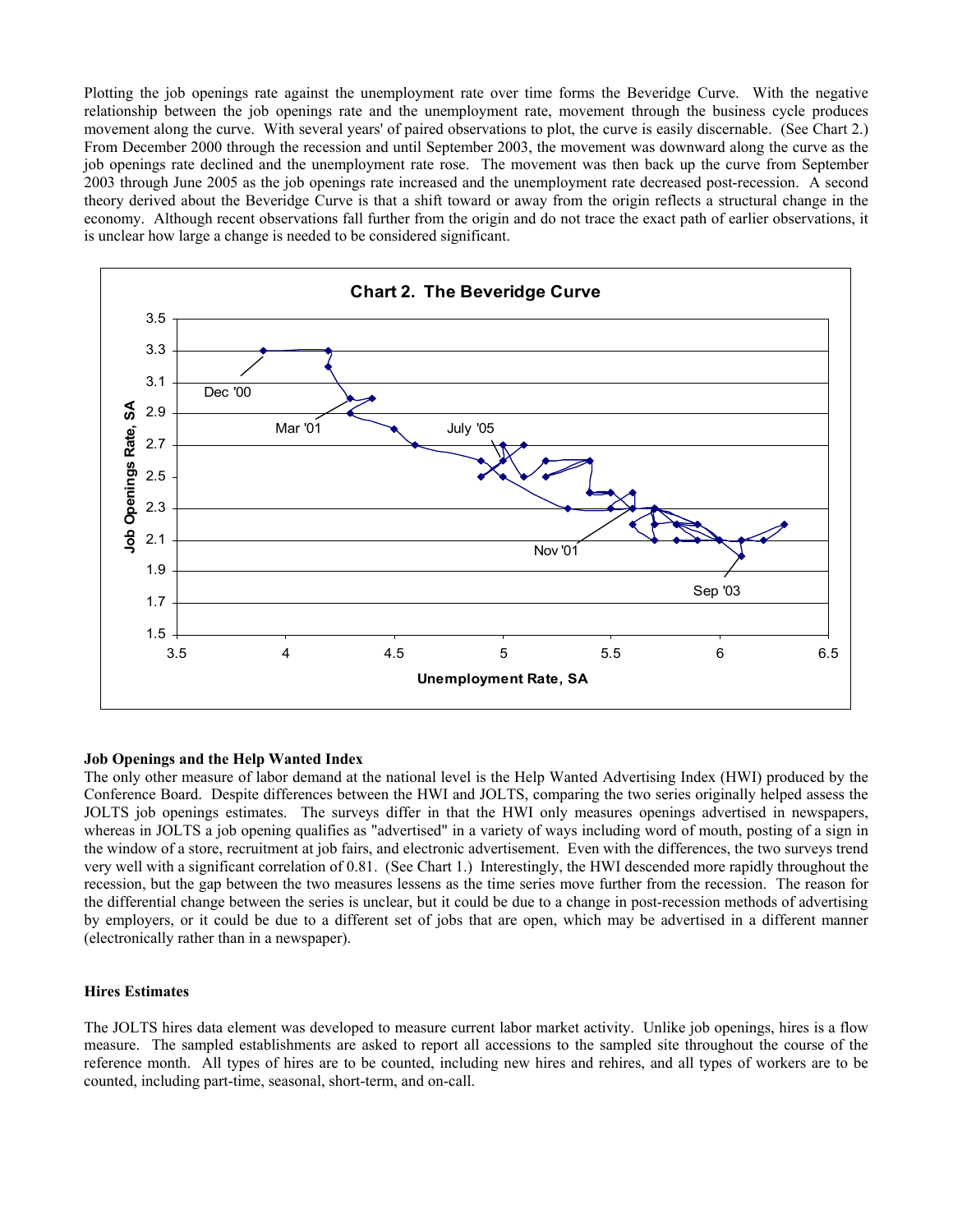Plotting the job openings rate against the unemployment rate over time forms the Beveridge Curve. With the negative relationship between the job openings rate and the unemployment rate, movement through the business cycle produces movement along the curve. With several years' of paired observations to plot, the curve is easily discernable. (See Chart 2.) From December 2000 through the recession and until September 2003, the movement was downward along the curve as the job openings rate declined and the unemployment rate rose. The movement was then back up the curve from September 2003 through June 2005 as the job openings rate increased and the unemployment rate decreased post-recession. A second theory derived about the Beveridge Curve is that a shift toward or away from the origin reflects a structural change in the economy. Although recent observations fall further from the origin and do not trace the exact path of earlier observations, it is unclear how large a change is needed to be considered significant.

**Chart 2. The Beveridge Curve**

Job Openings Rate, SA (y-axis, 1.5–3.5) vs. Unemployment Rate, SA (x-axis, 3.5–6.5). Labeled points: Dec '00, Mar '01, July '05, Nov '01, Sep '03.

### Job Openings and the Help Wanted Index

The only other measure of labor demand at the national level is the Help Wanted Advertising Index (HWI) produced by the Conference Board. Despite differences between the HWI and JOLTS, comparing the two series originally helped assess the JOLTS job openings estimates. The surveys differ in that the HWI only measures openings advertised in newspapers, whereas in JOLTS a job opening qualifies as "advertised" in a variety of ways including word of mouth, posting of a sign in the window of a store, recruitment at job fairs, and electronic advertisement. Even with the differences, the two surveys trend very well with a significant correlation of 0.81. (See Chart 1.) Interestingly, the HWI descended more rapidly throughout the recession, but the gap between the two measures lessens as the time series move further from the recession. The reason for the differential change between the series is unclear, but it could be due to a change in post-recession methods of advertising by employers, or it could be due to a different set of jobs that are open, which may be advertised in a different manner (electronically rather than in a newspaper).

### Hires Estimates

The JOLTS hires data element was developed to measure current labor market activity. Unlike job openings, hires is a flow measure. The sampled establishments are asked to report all accessions to the sampled site throughout the course of the reference month. All types of hires are to be counted, including new hires and rehires, and all types of workers are to be counted, including part-time, seasonal, short-term, and on-call.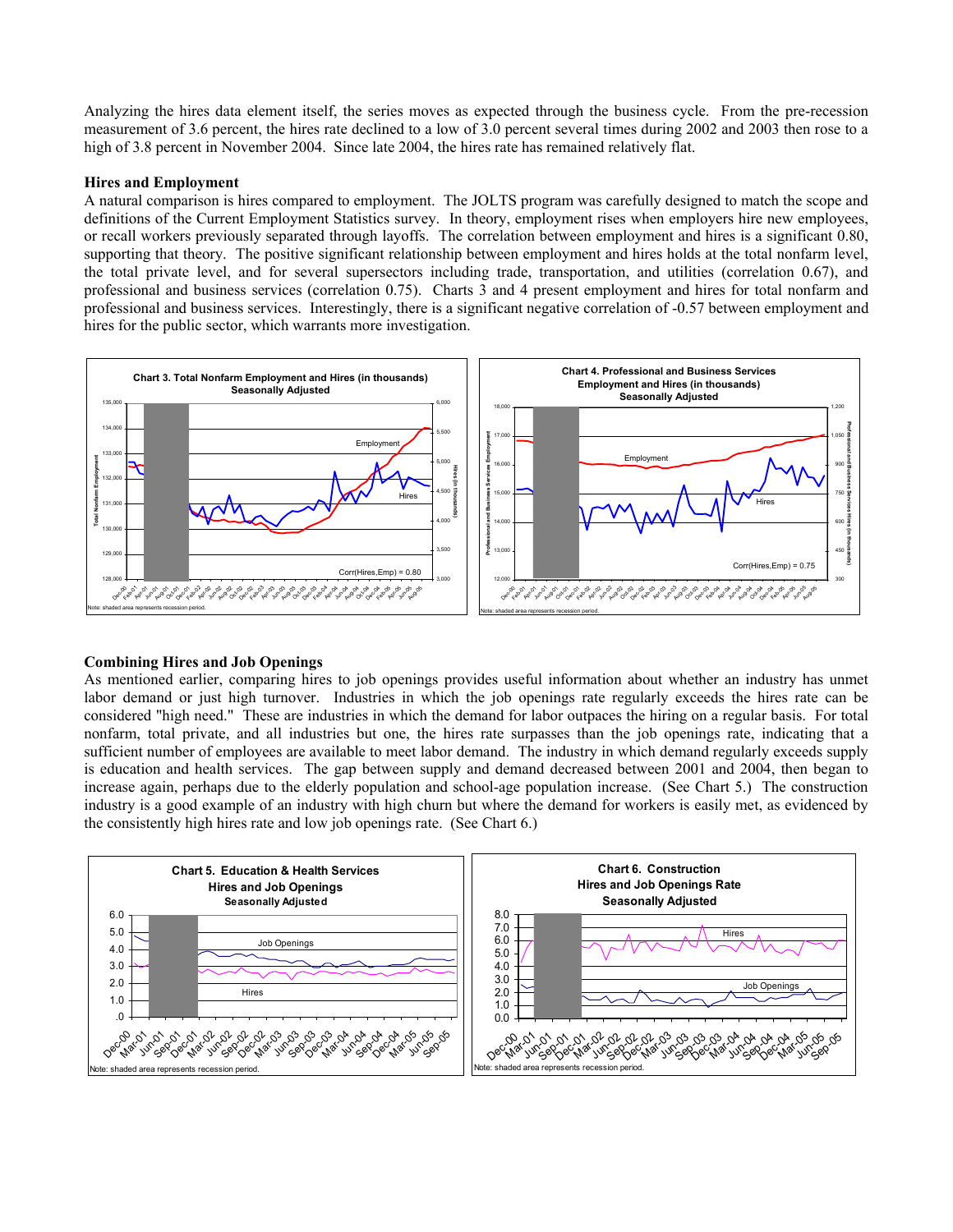Analyzing the hires data element itself, the series moves as expected through the business cycle. From the pre-recession measurement of 3.6 percent, the hires rate declined to a low of 3.0 percent several times during 2002 and 2003 then rose to a high of 3.8 percent in November 2004. Since late 2004, the hires rate has remained relatively flat.

**Hires and Employment**

A natural comparison is hires compared to employment. The JOLTS program was carefully designed to match the scope and definitions of the Current Employment Statistics survey. In theory, employment rises when employers hire new employees, or recall workers previously separated through layoffs. The correlation between employment and hires is a significant 0.80, supporting that theory. The positive significant relationship between employment and hires holds at the total nonfarm level, the total private level, and for several supersectors including trade, transportation, and utilities (correlation 0.67), and professional and business services (correlation 0.75). Charts 3 and 4 present employment and hires for total nonfarm and professional and business services. Interestingly, there is a significant negative correlation of -0.57 between employment and hires for the public sector, which warrants more investigation.

**Chart 3. Total Nonfarm Employment and Hires (in thousands)**
**Seasonally Adjusted**

Note: shaded area represents recession period.

**Chart 4. Professional and Business Services Employment and Hires (in thousands)**
**Seasonally Adjusted**

Note: shaded area represents recession period.

**Combining Hires and Job Openings**

As mentioned earlier, comparing hires to job openings provides useful information about whether an industry has unmet labor demand or just high turnover. Industries in which the job openings rate regularly exceeds the hires rate can be considered "high need." These are industries in which the demand for labor outpaces the hiring on a regular basis. For total nonfarm, total private, and all industries but one, the hires rate surpasses than the job openings rate, indicating that a sufficient number of employees are available to meet labor demand. The industry in which demand regularly exceeds supply is education and health services. The gap between supply and demand decreased between 2001 and 2004, then began to increase again, perhaps due to the elderly population and school-age population increase. (See Chart 5.) The construction industry is a good example of an industry with high churn but where the demand for workers is easily met, as evidenced by the consistently high hires rate and low job openings rate. (See Chart 6.)

**Chart 5. Education & Health Services**
**Hires and Job Openings**
**Seasonally Adjusted**

Note: shaded area represents recession period.

**Chart 6. Construction**
**Hires and Job Openings Rate**
**Seasonally Adjusted**

Note: shaded area represents recession period.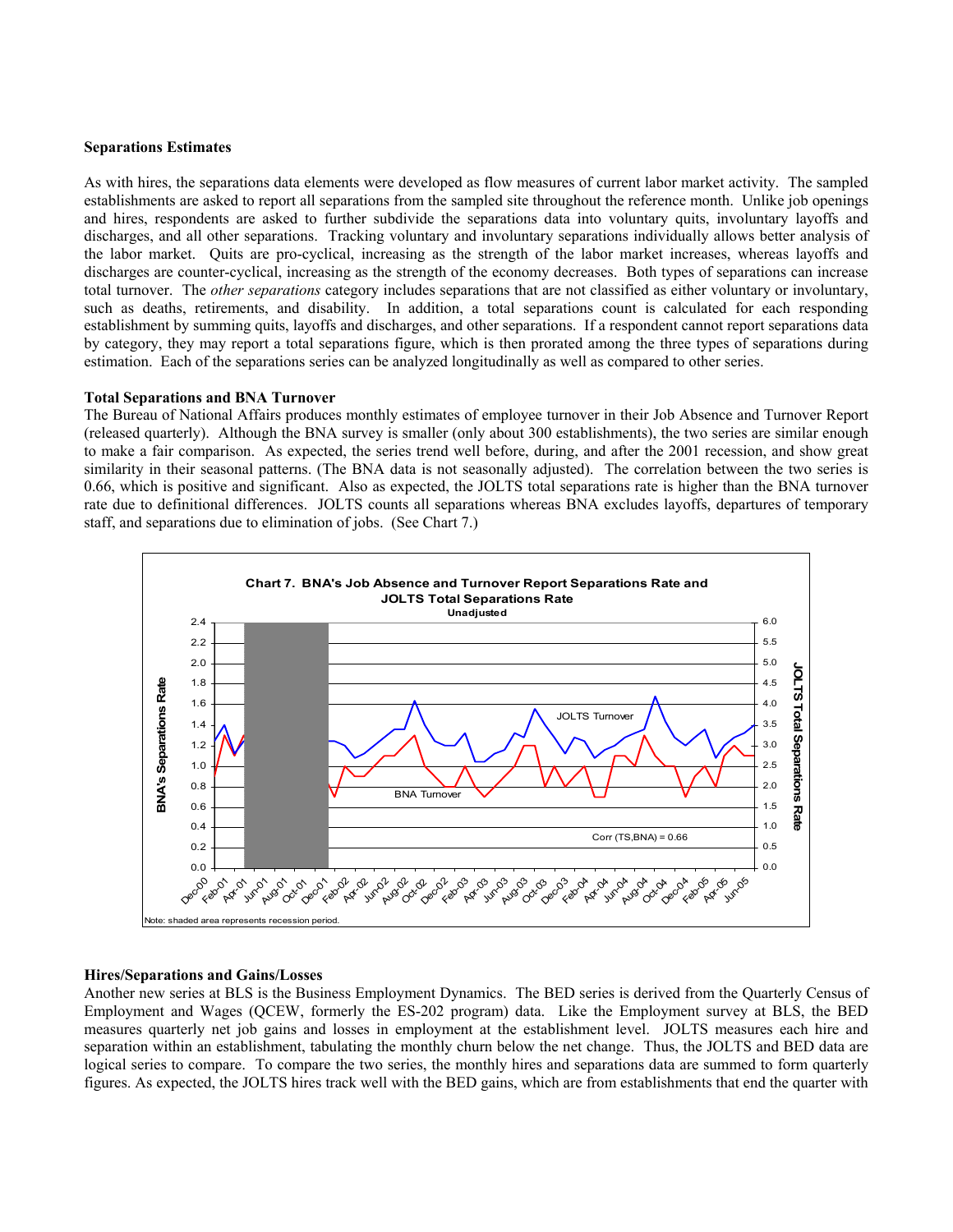**Separations Estimates**

As with hires, the separations data elements were developed as flow measures of current labor market activity. The sampled establishments are asked to report all separations from the sampled site throughout the reference month. Unlike job openings and hires, respondents are asked to further subdivide the separations data into voluntary quits, involuntary layoffs and discharges, and all other separations. Tracking voluntary and involuntary separations individually allows better analysis of the labor market. Quits are pro-cyclical, increasing as the strength of the labor market increases, whereas layoffs and discharges are counter-cyclical, increasing as the strength of the economy decreases. Both types of separations can increase total turnover. The *other separations* category includes separations that are not classified as either voluntary or involuntary, such as deaths, retirements, and disability. In addition, a total separations count is calculated for each responding establishment by summing quits, layoffs and discharges, and other separations. If a respondent cannot report separations data by category, they may report a total separations figure, which is then prorated among the three types of separations during estimation. Each of the separations series can be analyzed longitudinally as well as compared to other series.

**Total Separations and BNA Turnover**

The Bureau of National Affairs produces monthly estimates of employee turnover in their Job Absence and Turnover Report (released quarterly). Although the BNA survey is smaller (only about 300 establishments), the two series are similar enough to make a fair comparison. As expected, the series trend well before, during, and after the 2001 recession, and show great similarity in their seasonal patterns. (The BNA data is not seasonally adjusted). The correlation between the two series is 0.66, which is positive and significant. Also as expected, the JOLTS total separations rate is higher than the BNA turnover rate due to definitional differences. JOLTS counts all separations whereas BNA excludes layoffs, departures of temporary staff, and separations due to elimination of jobs. (See Chart 7.)

**Chart 7. BNA's Job Absence and Turnover Report Separations Rate and JOLTS Total Separations Rate**
Unadjusted

Note: shaded area represents recession period.

**Hires/Separations and Gains/Losses**

Another new series at BLS is the Business Employment Dynamics. The BED series is derived from the Quarterly Census of Employment and Wages (QCEW, formerly the ES-202 program) data. Like the Employment survey at BLS, the BED measures quarterly net job gains and losses in employment at the establishment level. JOLTS measures each hire and separation within an establishment, tabulating the monthly churn below the net change. Thus, the JOLTS and BED data are logical series to compare. To compare the two series, the monthly hires and separations data are summed to form quarterly figures. As expected, the JOLTS hires track well with the BED gains, which are from establishments that end the quarter with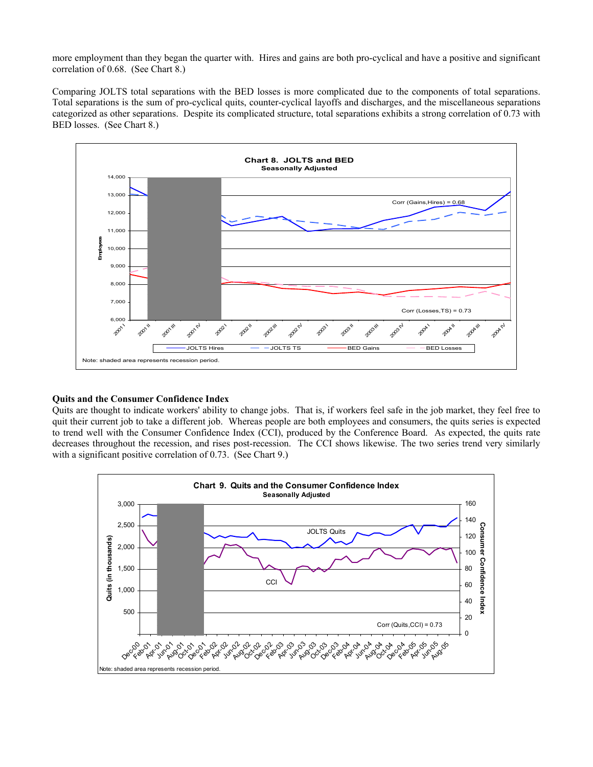more employment than they began the quarter with. Hires and gains are both pro-cyclical and have a positive and significant correlation of 0.68. (See Chart 8.)

Comparing JOLTS total separations with the BED losses is more complicated due to the components of total separations. Total separations is the sum of pro-cyclical quits, counter-cyclical layoffs and discharges, and the miscellaneous separations categorized as other separations. Despite its complicated structure, total separations exhibits a strong correlation of 0.73 with BED losses. (See Chart 8.)

**Chart 8. JOLTS and BED**
**Seasonally Adjusted**

Corr (Gains,Hires) = 0.68

Corr (Losses,TS) = 0.73

JOLTS Hires — JOLTS TS — BED Gains — BED Losses

Note: shaded area represents recession period.

### Quits and the Consumer Confidence Index

Quits are thought to indicate workers' ability to change jobs. That is, if workers feel safe in the job market, they feel free to quit their current job to take a different job. Whereas people are both employees and consumers, the quits series is expected to trend well with the Consumer Confidence Index (CCI), produced by the Conference Board. As expected, the quits rate decreases throughout the recession, and rises post-recession. The CCI shows likewise. The two series trend very similarly with a significant positive correlation of 0.73. (See Chart 9.)

**Chart 9. Quits and the Consumer Confidence Index**
**Seasonally Adjusted**

JOLTS Quits

CCI

Corr (Quits,CCI) = 0.73

Note: shaded area represents recession period.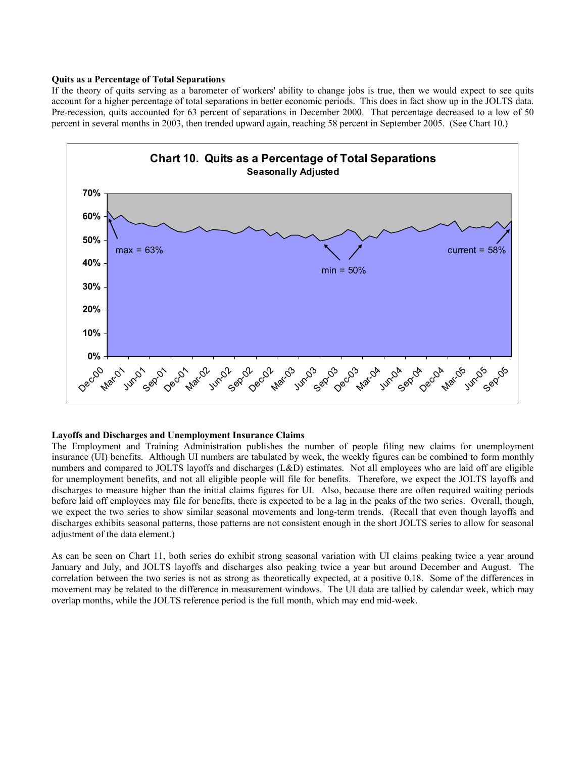**Quits as a Percentage of Total Separations**

If the theory of quits serving as a barometer of workers' ability to change jobs is true, then we would expect to see quits account for a higher percentage of total separations in better economic periods. This does in fact show up in the JOLTS data. Pre-recession, quits accounted for 63 percent of separations in December 2000. That percentage decreased to a low of 50 percent in several months in 2003, then trended upward again, reaching 58 percent in September 2005. (See Chart 10.)

**Chart 10. Quits as a Percentage of Total Separations**
**Seasonally Adjusted**

max = 63%

min = 50%

current = 58%

**Layoffs and Discharges and Unemployment Insurance Claims**

The Employment and Training Administration publishes the number of people filing new claims for unemployment insurance (UI) benefits. Although UI numbers are tabulated by week, the weekly figures can be combined to form monthly numbers and compared to JOLTS layoffs and discharges (L&D) estimates. Not all employees who are laid off are eligible for unemployment benefits, and not all eligible people will file for benefits. Therefore, we expect the JOLTS layoffs and discharges to measure higher than the initial claims figures for UI. Also, because there are often required waiting periods before laid off employees may file for benefits, there is expected to be a lag in the peaks of the two series. Overall, though, we expect the two series to show similar seasonal movements and long-term trends. (Recall that even though layoffs and discharges exhibits seasonal patterns, those patterns are not consistent enough in the short JOLTS series to allow for seasonal adjustment of the data element.)

As can be seen on Chart 11, both series do exhibit strong seasonal variation with UI claims peaking twice a year around January and July, and JOLTS layoffs and discharges also peaking twice a year but around December and August. The correlation between the two series is not as strong as theoretically expected, at a positive 0.18. Some of the differences in movement may be related to the difference in measurement windows. The UI data are tallied by calendar week, which may overlap months, while the JOLTS reference period is the full month, which may end mid-week.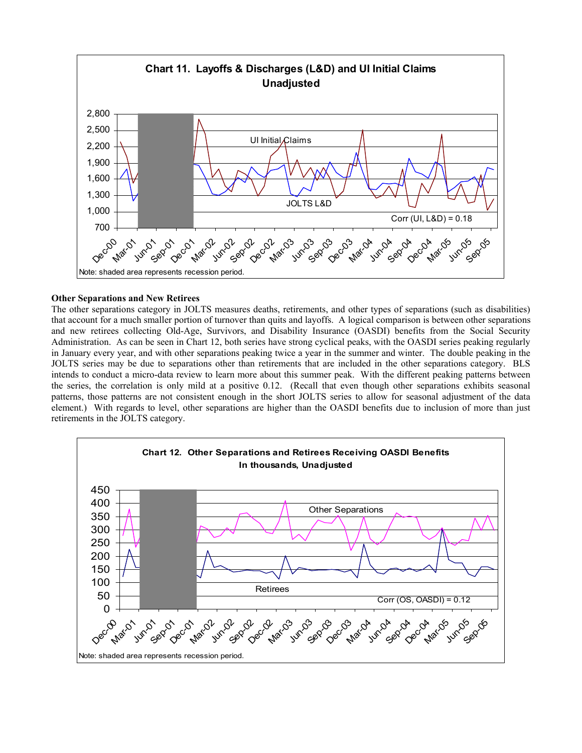**Chart 11. Layoffs & Discharges (L&D) and UI Initial Claims**
**Unadjusted**

Note: shaded area represents recession period.

**Other Separations and New Retirees**

The other separations category in JOLTS measures deaths, retirements, and other types of separations (such as disabilities) that account for a much smaller portion of turnover than quits and layoffs. A logical comparison is between other separations and new retirees collecting Old-Age, Survivors, and Disability Insurance (OASDI) benefits from the Social Security Administration. As can be seen in Chart 12, both series have strong cyclical peaks, with the OASDI series peaking regularly in January every year, and with other separations peaking twice a year in the summer and winter. The double peaking in the JOLTS series may be due to separations other than retirements that are included in the other separations category. BLS intends to conduct a micro-data review to learn more about this summer peak. With the different peaking patterns between the series, the correlation is only mild at a positive 0.12. (Recall that even though other separations exhibits seasonal patterns, those patterns are not consistent enough in the short JOLTS series to allow for seasonal adjustment of the data element.) With regards to level, other separations are higher than the OASDI benefits due to inclusion of more than just retirements in the JOLTS category.

**Chart 12. Other Separations and Retirees Receiving OASDI Benefits**
**In thousands, Unadjusted**

Note: shaded area represents recession period.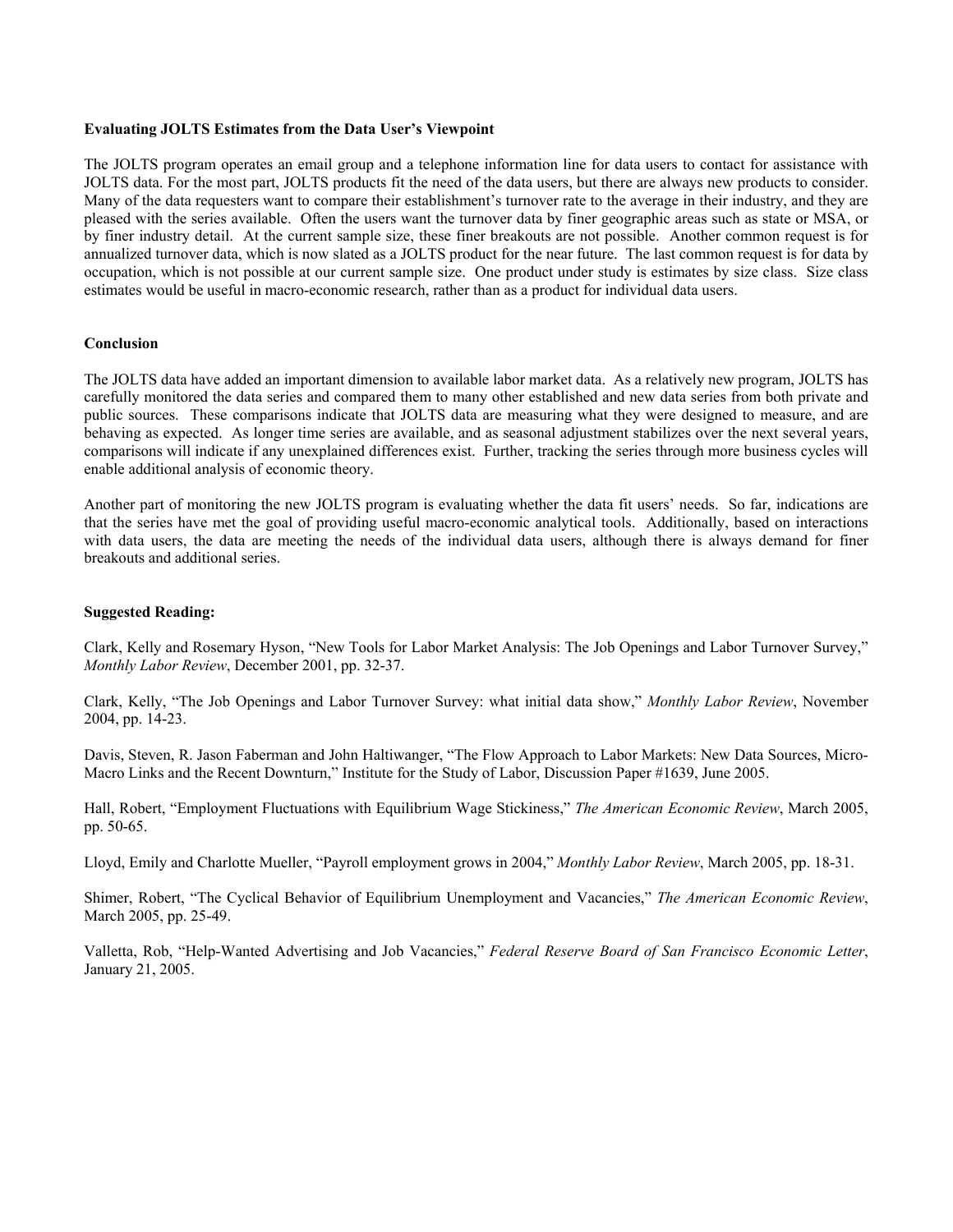**Evaluating JOLTS Estimates from the Data User's Viewpoint**

The JOLTS program operates an email group and a telephone information line for data users to contact for assistance with JOLTS data. For the most part, JOLTS products fit the need of the data users, but there are always new products to consider. Many of the data requesters want to compare their establishment's turnover rate to the average in their industry, and they are pleased with the series available. Often the users want the turnover data by finer geographic areas such as state or MSA, or by finer industry detail. At the current sample size, these finer breakouts are not possible. Another common request is for annualized turnover data, which is now slated as a JOLTS product for the near future. The last common request is for data by occupation, which is not possible at our current sample size. One product under study is estimates by size class. Size class estimates would be useful in macro-economic research, rather than as a product for individual data users.

**Conclusion**

The JOLTS data have added an important dimension to available labor market data. As a relatively new program, JOLTS has carefully monitored the data series and compared them to many other established and new data series from both private and public sources. These comparisons indicate that JOLTS data are measuring what they were designed to measure, and are behaving as expected. As longer time series are available, and as seasonal adjustment stabilizes over the next several years, comparisons will indicate if any unexplained differences exist. Further, tracking the series through more business cycles will enable additional analysis of economic theory.

Another part of monitoring the new JOLTS program is evaluating whether the data fit users' needs. So far, indications are that the series have met the goal of providing useful macro-economic analytical tools. Additionally, based on interactions with data users, the data are meeting the needs of the individual data users, although there is always demand for finer breakouts and additional series.

**Suggested Reading:**

Clark, Kelly and Rosemary Hyson, "New Tools for Labor Market Analysis: The Job Openings and Labor Turnover Survey," *Monthly Labor Review*, December 2001, pp. 32-37.

Clark, Kelly, "The Job Openings and Labor Turnover Survey: what initial data show," *Monthly Labor Review*, November 2004, pp. 14-23.

Davis, Steven, R. Jason Faberman and John Haltiwanger, "The Flow Approach to Labor Markets: New Data Sources, Micro-Macro Links and the Recent Downturn," Institute for the Study of Labor, Discussion Paper #1639, June 2005.

Hall, Robert, "Employment Fluctuations with Equilibrium Wage Stickiness," *The American Economic Review*, March 2005, pp. 50-65.

Lloyd, Emily and Charlotte Mueller, "Payroll employment grows in 2004," *Monthly Labor Review*, March 2005, pp. 18-31.

Shimer, Robert, "The Cyclical Behavior of Equilibrium Unemployment and Vacancies," *The American Economic Review*, March 2005, pp. 25-49.

Valletta, Rob, "Help-Wanted Advertising and Job Vacancies," *Federal Reserve Board of San Francisco Economic Letter*, January 21, 2005.